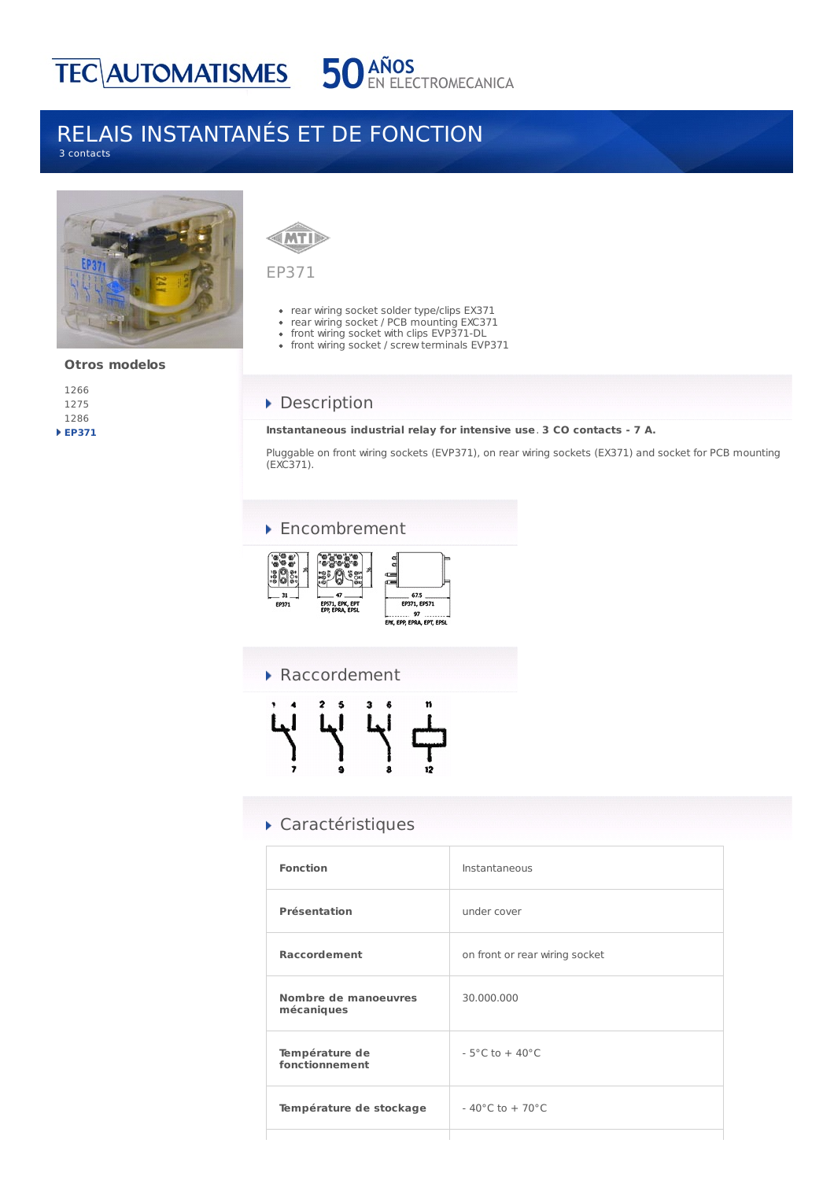# RELAIS INSTANTANÉS ET DE FONCTION

3 contacts

**Otros modelos**

- 1266
- 1275
- 1286
- **EP371**

EP371

- rear wiring socket solder type/clips EX371
- rear wiring socket / PCB mounting EXC371
- front wiring socket with clips EVP371-DL
- front wiring socket / screw terminals EVP371

## Description

**Instantaneous industrial relay for intensive use**. **3 CO contacts - 7 A.**

Pluggable on front wiring sockets (EVP371), on rear wiring sockets (EX371) and socket for PCB mounting (EXC371).

## Encombrement

31 EP371

47 EP571, EPK, EPT EPP, EPRA, EPSL

67.5 EP371, EP571

97 EPK, EPP, EPRA, EPT, EPSL

## Raccordement

1 4 2 5 3 6 11

7 9 8 12

## Caractéristiques

| | |
|---|---|
| **Fonction** | Instantaneous |
| **Présentation** | under cover |
| **Raccordement** | on front or rear wiring socket |
| **Nombre de manoeuvres mécaniques** | 30.000.000 |
| **Température de fonctionnement** | - 5°C to + 40°C |
| **Température de stockage** | - 40°C to + 70°C |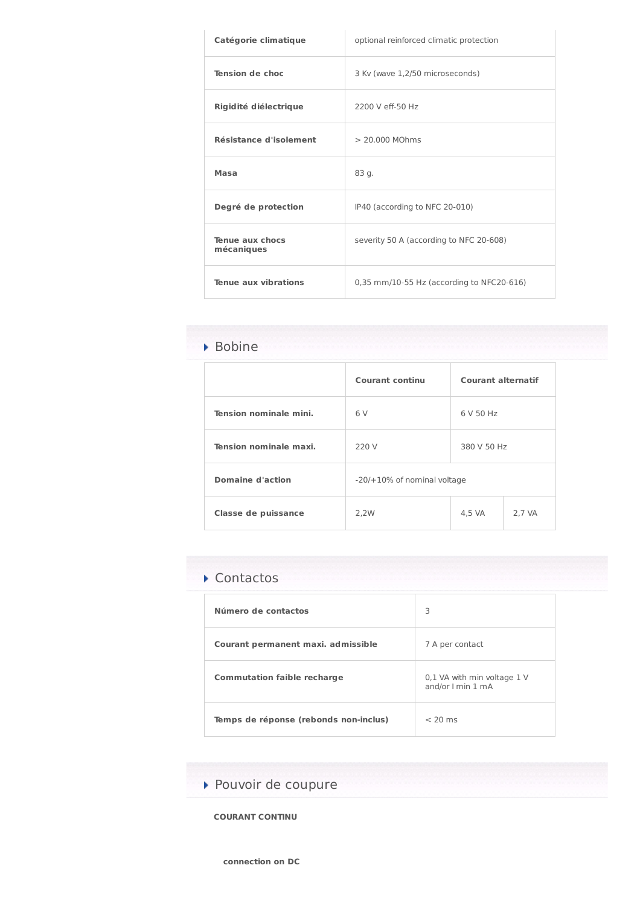| | |
|---|---|
| **Catégorie climatique** | optional reinforced climatic protection |
| **Tension de choc** | 3 Kv (wave 1,2/50 microseconds) |
| **Rigidité diélectrique** | 2200 V eff-50 Hz |
| **Résistance d'isolement** | > 20.000 MOhms |
| **Masa** | 83 g. |
| **Degré de protection** | IP40 (according to NFC 20-010) |
| **Tenue aux chocs mécaniques** | severity 50 A (according to NFC 20-608) |
| **Tenue aux vibrations** | 0,35 mm/10-55 Hz (according to NFC20-616) |

## Bobine

| | Courant continu | Courant alternatif | |
|---|---|---|---|
| **Tension nominale mini.** | 6 V | 6 V 50 Hz | |
| **Tension nominale maxi.** | 220 V | 380 V 50 Hz | |
| **Domaine d'action** | -20/+10% of nominal voltage | | |
| **Classe de puissance** | 2,2W | 4,5 VA | 2,7 VA |

## Contactos

| | |
|---|---|
| **Número de contactos** | 3 |
| **Courant permanent maxi. admissible** | 7 A per contact |
| **Commutation faible recharge** | 0,1 VA with min voltage 1 V and/or I min 1 mA |
| **Temps de réponse (rebonds non-inclus)** | < 20 ms |

## Pouvoir de coupure

**COURANT CONTINU**

**connection on DC**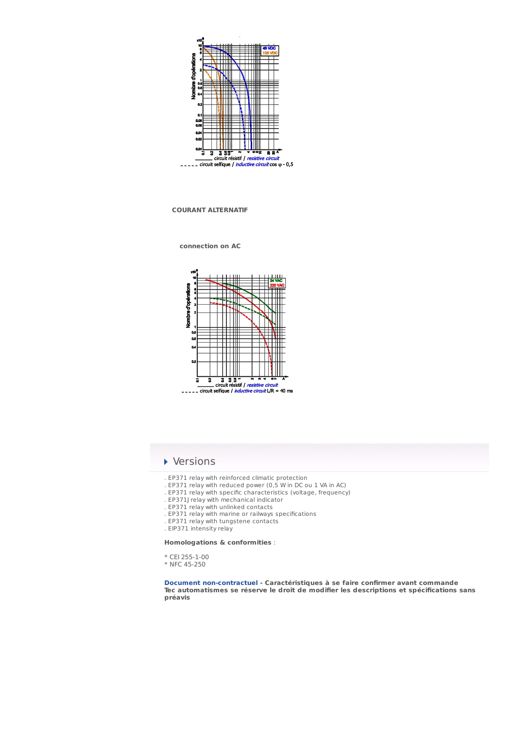x10⁶

Nombre d'opérations

48 VDC
125 VDC

circuit résistif / *resistive circuit*
circuit selfique / *inductive circuit* cos φ - 0,5

**COURANT ALTERNATIF**

**connection on AC**

x10⁶

Nombre d'opérations

24 VAC
220 VAC

circuit résistif / *resistive circuit*
circuit selfique / *inductive circuit* L/R = 40 ms

## Versions

. EP371 relay with reinforced climatic protection
. EP371 relay with reduced power (0,5 W in DC ou 1 VA in AC)
. EP371 relay with specific characteristics (voltage, frequency)
. EP371J relay with mechanical indicator
. EP371 relay with unlinked contacts
. EP371 relay with marine or railways specifications
. EP371 relay with tungstene contacts
. EIP371 intensity relay

**Homologations & conformities** :

* CEI 255-1-00
* NFC 45-250

**Document non-contractuel - Caractéristiques à se faire confirmer avant commande**
**Tec automatismes se réserve le droit de modifier les descriptions et spécifications sans préavis**